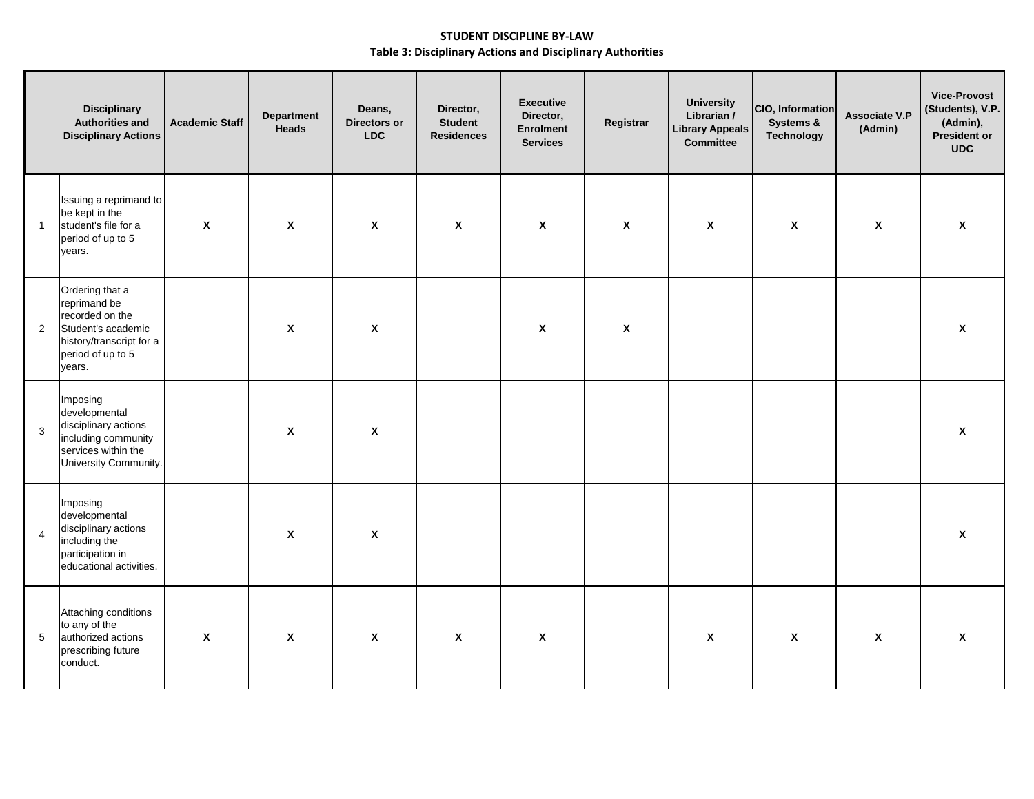STUDENT DISCIPLINE BY-LAW

Table 3: Disciplinary Actions and Disciplinary Authorities

| | Disciplinary Authorities and Disciplinary Actions | Academic Staff | Department Heads | Deans, Directors or LDC | Director, Student Residences | Executive Director, Enrolment Services | Registrar | University Librarian / Library Appeals Committee | CIO, Information Systems & Technology | Associate V.P (Admin) | Vice-Provost (Students), V.P. (Admin), President or UDC |
|---|---|---|---|---|---|---|---|---|---|---|---|
| 1 | Issuing a reprimand to be kept in the student's file for a period of up to 5 years. | X | X | X | X | X | X | X | X | X | X |
| 2 | Ordering that a reprimand be recorded on the Student's academic history/transcript for a period of up to 5 years. | | X | X | | X | X | | | | X |
| 3 | Imposing developmental disciplinary actions including community services within the University Community. | | X | X | | | | | | | X |
| 4 | Imposing developmental disciplinary actions including the participation in educational activities. | | X | X | | | | | | | X |
| 5 | Attaching conditions to any of the authorized actions prescribing future conduct. | X | X | X | X | X | | X | X | X | X |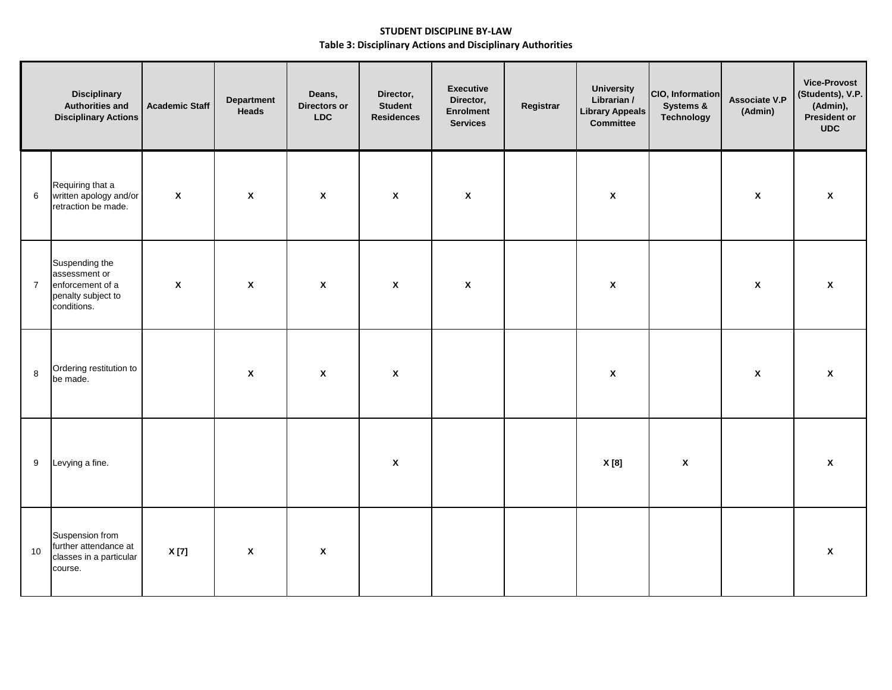**STUDENT DISCIPLINE BY-LAW**
**Table 3: Disciplinary Actions and Disciplinary Authorities**

| | Disciplinary Authorities and Disciplinary Actions | Academic Staff | Department Heads | Deans, Directors or LDC | Director, Student Residences | Executive Director, Enrolment Services | Registrar | University Librarian / Library Appeals Committee | CIO, Information Systems & Technology | Associate V.P (Admin) | Vice-Provost (Students), V.P. (Admin), President or UDC |
|---|---|---|---|---|---|---|---|---|---|---|---|
| 6 | Requiring that a written apology and/or retraction be made. | X | X | X | X | X | | X | | X | X |
| 7 | Suspending the assessment or enforcement of a penalty subject to conditions. | X | X | X | X | X | | X | | X | X |
| 8 | Ordering restitution to be made. | | X | X | X | | | X | | X | X |
| 9 | Levying a fine. | | | | X | | | X [8] | X | | X |
| 10 | Suspension from further attendance at classes in a particular course. | X [7] | X | X | | | | | | | X |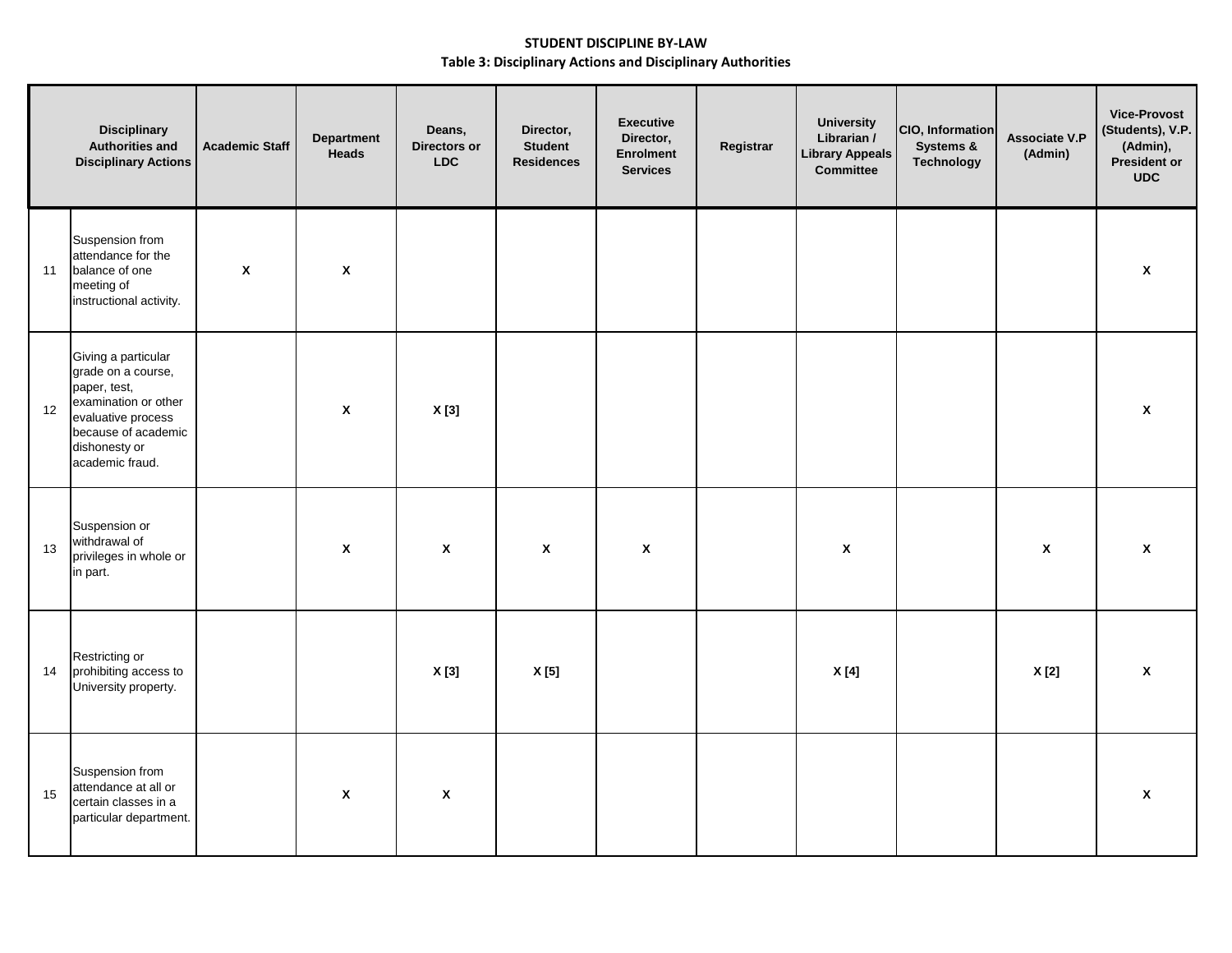**STUDENT DISCIPLINE BY-LAW**

**Table 3: Disciplinary Actions and Disciplinary Authorities**

| | Disciplinary Authorities and Disciplinary Actions | Academic Staff | Department Heads | Deans, Directors or LDC | Director, Student Residences | Executive Director, Enrolment Services | Registrar | University Librarian / Library Appeals Committee | CIO, Information Systems & Technology | Associate V.P (Admin) | Vice-Provost (Students), V.P. (Admin), President or UDC |
|---|---|---|---|---|---|---|---|---|---|---|---|
| 11 | Suspension from attendance for the balance of one meeting of instructional activity. | X | X | | | | | | | | X |
| 12 | Giving a particular grade on a course, paper, test, examination or other evaluative process because of academic dishonesty or academic fraud. | | X | X [3] | | | | | | | X |
| 13 | Suspension or withdrawal of privileges in whole or in part. | | X | X | X | X | | X | | X | X |
| 14 | Restricting or prohibiting access to University property. | | | X [3] | X [5] | | | X [4] | | X [2] | X |
| 15 | Suspension from attendance at all or certain classes in a particular department. | | X | X | | | | | | | X |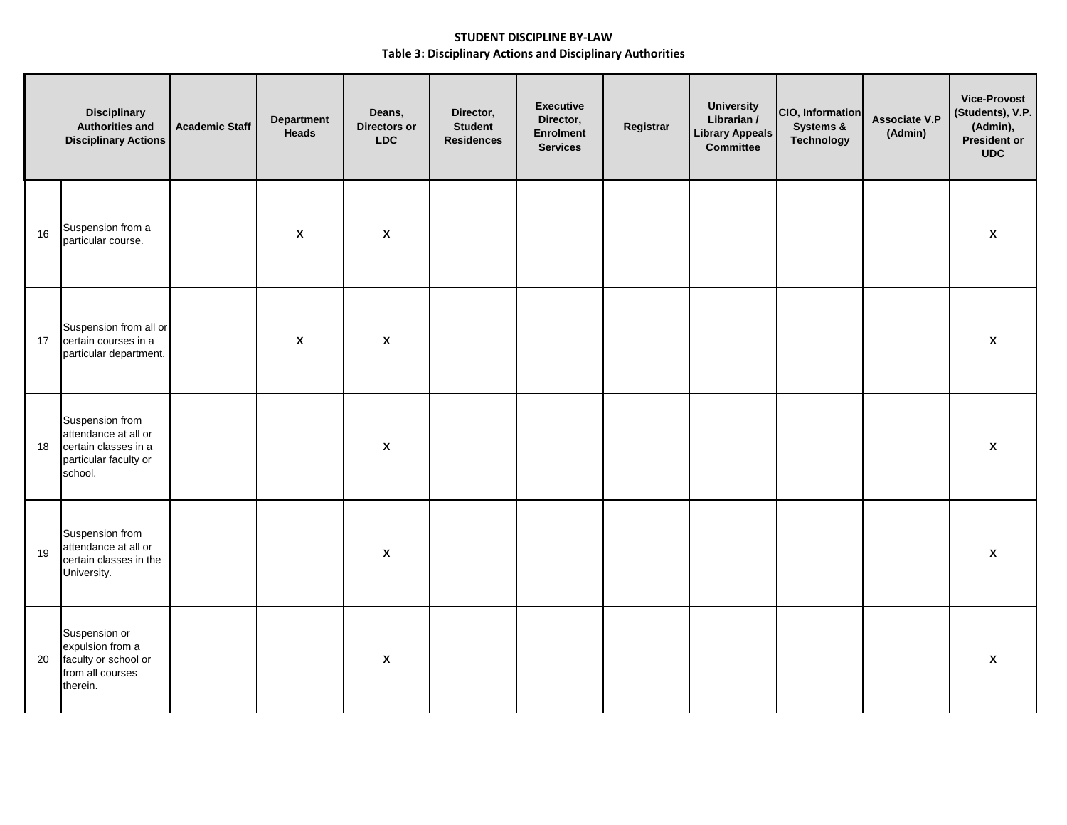**STUDENT DISCIPLINE BY-LAW**

**Table 3: Disciplinary Actions and Disciplinary Authorities**

| | Disciplinary Authorities and Disciplinary Actions | Academic Staff | Department Heads | Deans, Directors or LDC | Director, Student Residences | Executive Director, Enrolment Services | Registrar | University Librarian / Library Appeals Committee | CIO, Information Systems & Technology | Associate V.P (Admin) | Vice-Provost (Students), V.P. (Admin), President or UDC |
|---|---|---|---|---|---|---|---|---|---|---|---|
| 16 | Suspension from a particular course. | | X | X | | | | | | | X |
| 17 | Suspension from all or certain courses in a particular department. | | X | X | | | | | | | X |
| 18 | Suspension from attendance at all or certain classes in a particular faculty or school. | | | X | | | | | | | X |
| 19 | Suspension from attendance at all or certain classes in the University. | | | X | | | | | | | X |
| 20 | Suspension or expulsion from a faculty or school or from all-courses therein. | | | X | | | | | | | X |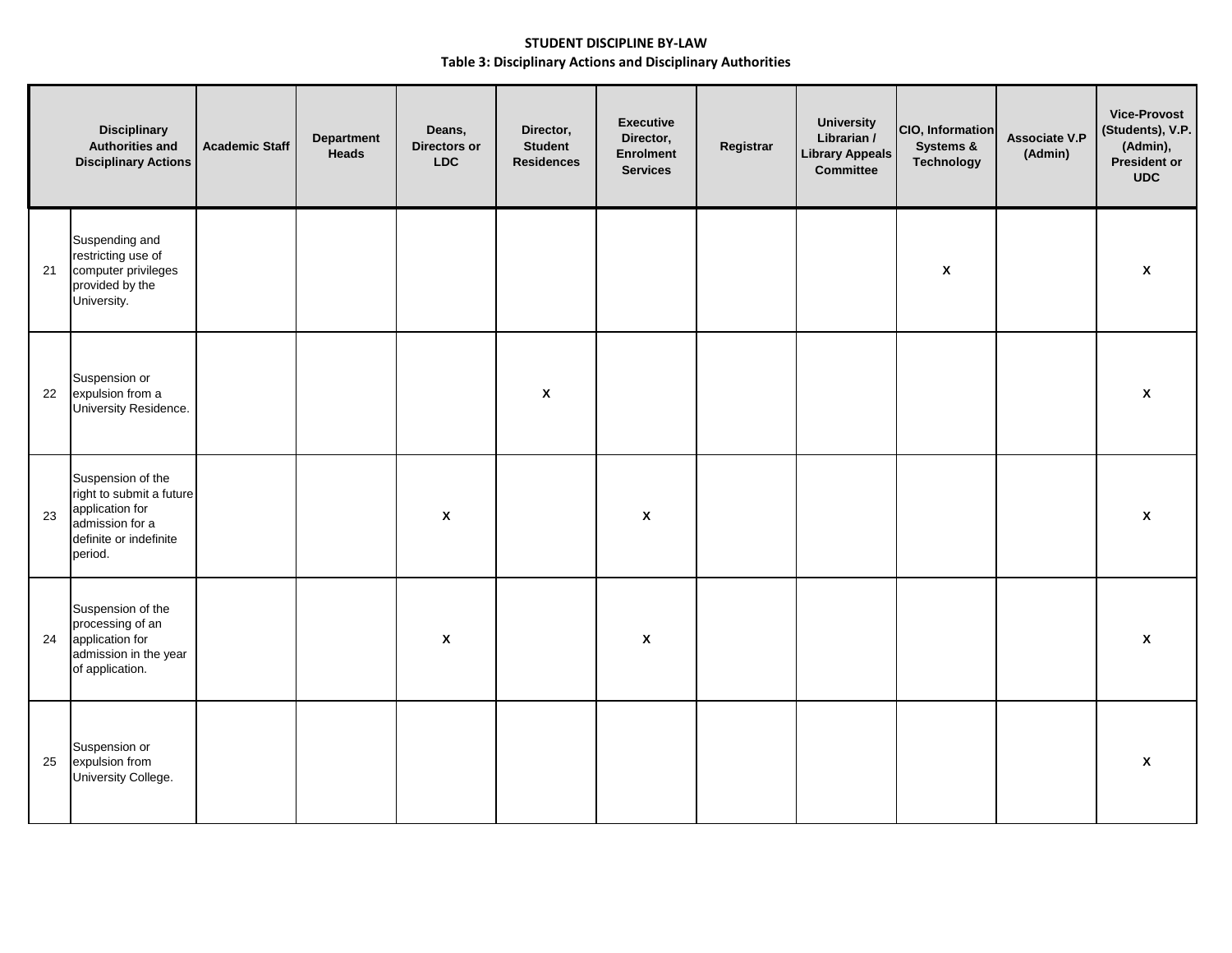**STUDENT DISCIPLINE BY-LAW**

**Table 3: Disciplinary Actions and Disciplinary Authorities**

| | Disciplinary Authorities and Disciplinary Actions | Academic Staff | Department Heads | Deans, Directors or LDC | Director, Student Residences | Executive Director, Enrolment Services | Registrar | University Librarian / Library Appeals Committee | CIO, Information Systems & Technology | Associate V.P (Admin) | Vice-Provost (Students), V.P. (Admin), President or UDC |
|---|---|---|---|---|---|---|---|---|---|---|---|
| 21 | Suspending and restricting use of computer privileges provided by the University. | | | | | | | | X | | X |
| 22 | Suspension or expulsion from a University Residence. | | | | X | | | | | | X |
| 23 | Suspension of the right to submit a future application for admission for a definite or indefinite period. | | | X | | X | | | | | X |
| 24 | Suspension of the processing of an application for admission in the year of application. | | | X | | X | | | | | X |
| 25 | Suspension or expulsion from University College. | | | | | | | | | | X |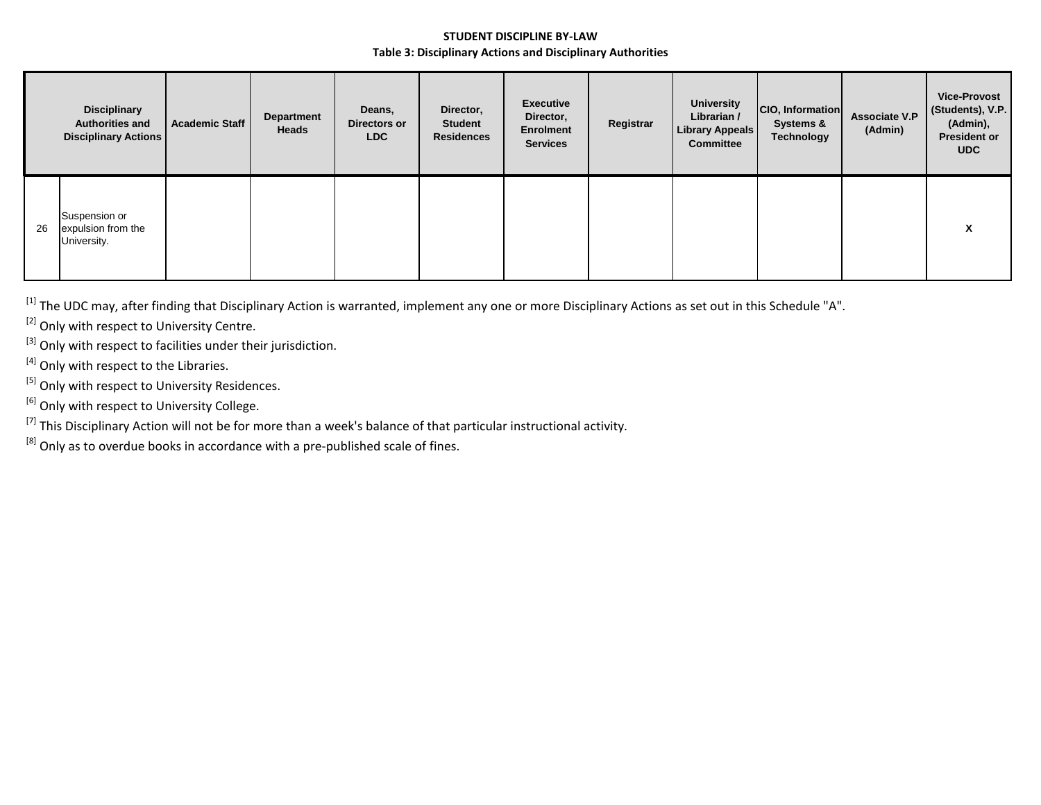**STUDENT DISCIPLINE BY-LAW**

**Table 3: Disciplinary Actions and Disciplinary Authorities**

| | Disciplinary Authorities and Disciplinary Actions | Academic Staff | Department Heads | Deans, Directors or LDC | Director, Student Residences | Executive Director, Enrolment Services | Registrar | University Librarian / Library Appeals Committee | CIO, Information Systems & Technology | Associate V.P (Admin) | Vice-Provost (Students), V.P. (Admin), President or UDC |
|---|---|---|---|---|---|---|---|---|---|---|---|
| 26 | Suspension or expulsion from the University. | | | | | | | | | | X |

[1] The UDC may, after finding that Disciplinary Action is warranted, implement any one or more Disciplinary Actions as set out in this Schedule "A".

[2] Only with respect to University Centre.

[3] Only with respect to facilities under their jurisdiction.

[4] Only with respect to the Libraries.

[5] Only with respect to University Residences.

[6] Only with respect to University College.

[7] This Disciplinary Action will not be for more than a week's balance of that particular instructional activity.

[8] Only as to overdue books in accordance with a pre-published scale of fines.